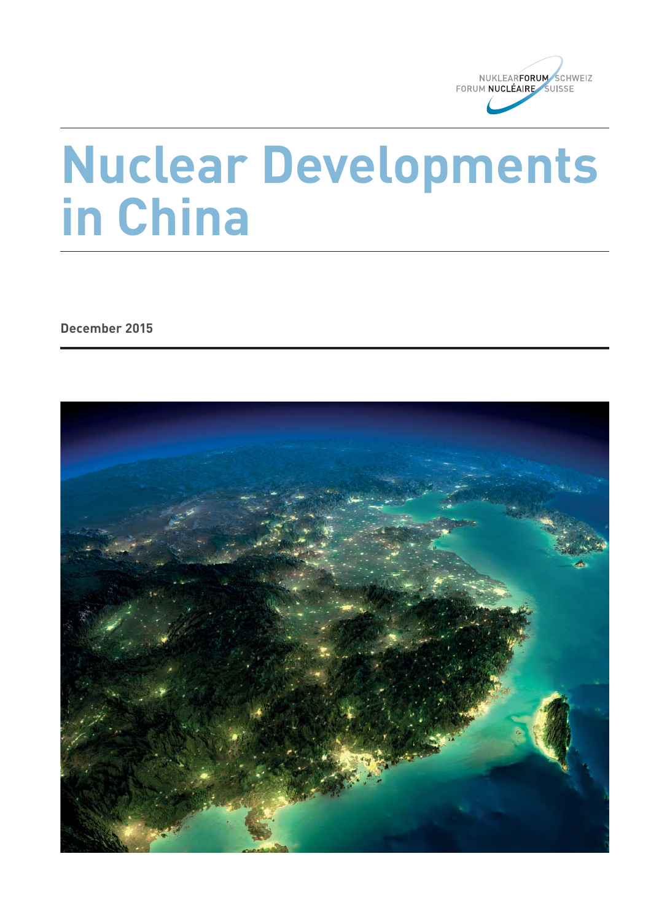NUKLEARFORUM SCHWEIZ
FORUM NUCLÉAIRE SUISSE

# Nuclear Developments in China

**December 2015**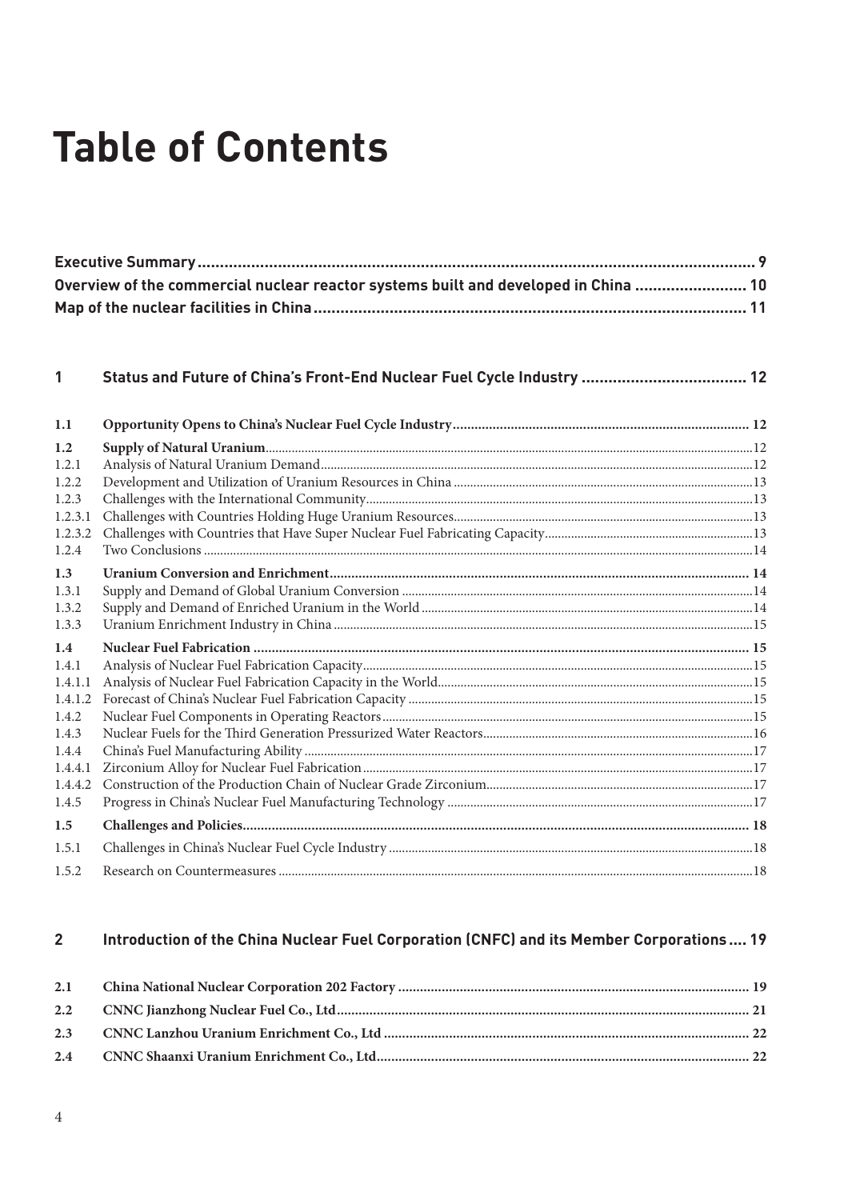# Table of Contents

| | |
|---|---|
| **Executive Summary** | **9** |
| **Overview of the commercial nuclear reactor systems built and developed in China** | **10** |
| **Map of the nuclear facilities in China** | **11** |

| | | |
|---|---|---|
| **1** | **Status and Future of China's Front-End Nuclear Fuel Cycle Industry** | **12** |
| **1.1** | **Opportunity Opens to China's Nuclear Fuel Cycle Industry** | **12** |
| **1.2** | **Supply of Natural Uranium** | **12** |
| 1.2.1 | Analysis of Natural Uranium Demand | 12 |
| 1.2.2 | Development and Utilization of Uranium Resources in China | 13 |
| 1.2.3 | Challenges with the International Community | 13 |
| 1.2.3.1 | Challenges with Countries Holding Huge Uranium Resources | 13 |
| 1.2.3.2 | Challenges with Countries that Have Super Nuclear Fuel Fabricating Capacity | 13 |
| 1.2.4 | Two Conclusions | 14 |
| **1.3** | **Uranium Conversion and Enrichment** | **14** |
| 1.3.1 | Supply and Demand of Global Uranium Conversion | 14 |
| 1.3.2 | Supply and Demand of Enriched Uranium in the World | 14 |
| 1.3.3 | Uranium Enrichment Industry in China | 15 |
| **1.4** | **Nuclear Fuel Fabrication** | **15** |
| 1.4.1 | Analysis of Nuclear Fuel Fabrication Capacity | 15 |
| 1.4.1.1 | Analysis of Nuclear Fuel Fabrication Capacity in the World | 15 |
| 1.4.1.2 | Forecast of China's Nuclear Fuel Fabrication Capacity | 15 |
| 1.4.2 | Nuclear Fuel Components in Operating Reactors | 15 |
| 1.4.3 | Nuclear Fuels for the Third Generation Pressurized Water Reactors | 16 |
| 1.4.4 | China's Fuel Manufacturing Ability | 17 |
| 1.4.4.1 | Zirconium Alloy for Nuclear Fuel Fabrication | 17 |
| 1.4.4.2 | Construction of the Production Chain of Nuclear Grade Zirconium | 17 |
| 1.4.5 | Progress in China's Nuclear Fuel Manufacturing Technology | 17 |
| **1.5** | **Challenges and Policies** | **18** |
| 1.5.1 | Challenges in China's Nuclear Fuel Cycle Industry | 18 |
| 1.5.2 | Research on Countermeasures | 18 |
| **2** | **Introduction of the China Nuclear Fuel Corporation (CNFC) and its Member Corporations** | **19** |
| **2.1** | **China National Nuclear Corporation 202 Factory** | **19** |
| **2.2** | **CNNC Jianzhong Nuclear Fuel Co., Ltd** | **21** |
| **2.3** | **CNNC Lanzhou Uranium Enrichment Co., Ltd** | **22** |
| **2.4** | **CNNC Shaanxi Uranium Enrichment Co., Ltd** | **22** |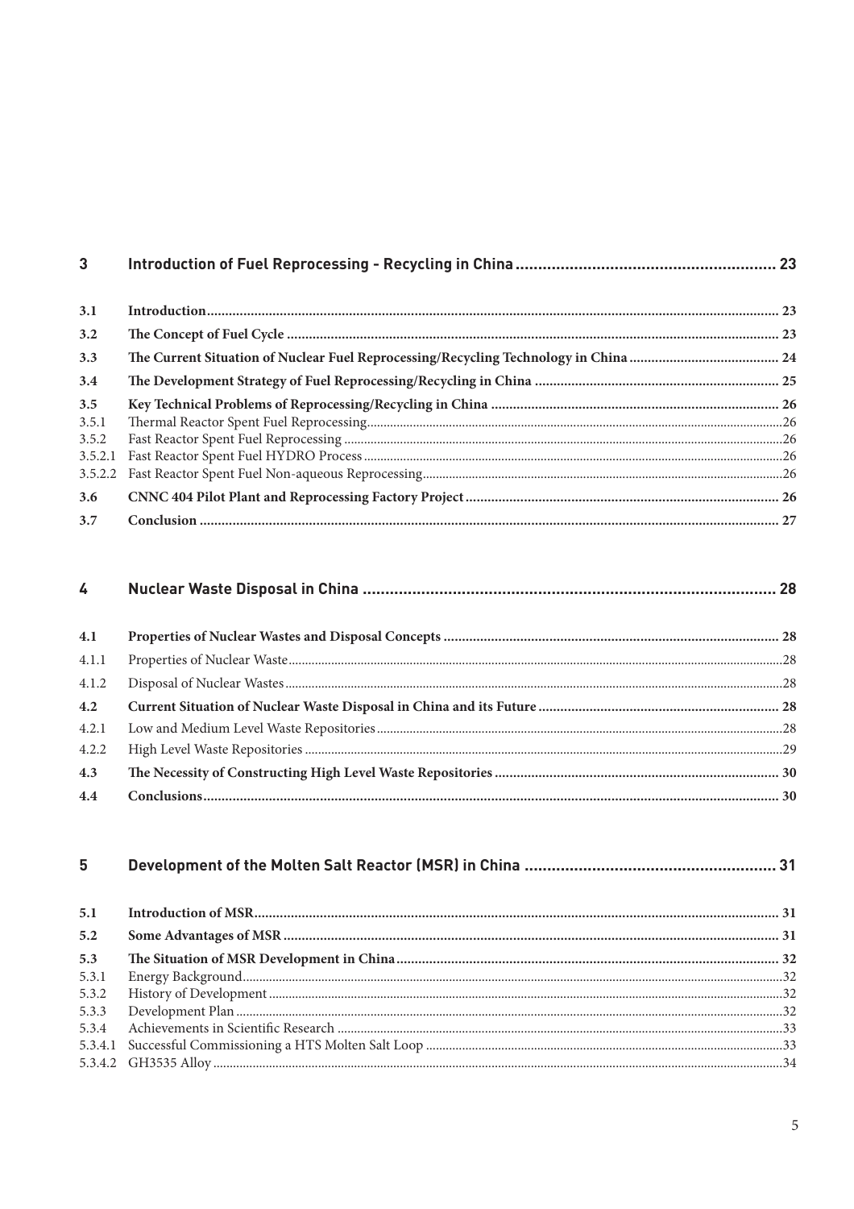| | | |
|---|---|---|
| **3** | **Introduction of Fuel Reprocessing - Recycling in China** | **23** |
| **3.1** | **Introduction** | **23** |
| **3.2** | **The Concept of Fuel Cycle** | **23** |
| **3.3** | **The Current Situation of Nuclear Fuel Reprocessing/Recycling Technology in China** | **24** |
| **3.4** | **The Development Strategy of Fuel Reprocessing/Recycling in China** | **25** |
| **3.5** | **Key Technical Problems of Reprocessing/Recycling in China** | **26** |
| 3.5.1 | Thermal Reactor Spent Fuel Reprocessing | 26 |
| 3.5.2 | Fast Reactor Spent Fuel Reprocessing | 26 |
| 3.5.2.1 | Fast Reactor Spent Fuel HYDRO Process | 26 |
| 3.5.2.2 | Fast Reactor Spent Fuel Non-aqueous Reprocessing | 26 |
| **3.6** | **CNNC 404 Pilot Plant and Reprocessing Factory Project** | **26** |
| **3.7** | **Conclusion** | **27** |
| **4** | **Nuclear Waste Disposal in China** | **28** |
| **4.1** | **Properties of Nuclear Wastes and Disposal Concepts** | **28** |
| 4.1.1 | Properties of Nuclear Waste | 28 |
| 4.1.2 | Disposal of Nuclear Wastes | 28 |
| **4.2** | **Current Situation of Nuclear Waste Disposal in China and its Future** | **28** |
| 4.2.1 | Low and Medium Level Waste Repositories | 28 |
| 4.2.2 | High Level Waste Repositories | 29 |
| **4.3** | **The Necessity of Constructing High Level Waste Repositories** | **30** |
| **4.4** | **Conclusions** | **30** |
| **5** | **Development of the Molten Salt Reactor (MSR) in China** | **31** |
| **5.1** | **Introduction of MSR** | **31** |
| **5.2** | **Some Advantages of MSR** | **31** |
| **5.3** | **The Situation of MSR Development in China** | **32** |
| 5.3.1 | Energy Background | 32 |
| 5.3.2 | History of Development | 32 |
| 5.3.3 | Development Plan | 32 |
| 5.3.4 | Achievements in Scientific Research | 33 |
| 5.3.4.1 | Successful Commissioning a HTS Molten Salt Loop | 33 |
| 5.3.4.2 | GH3535 Alloy | 34 |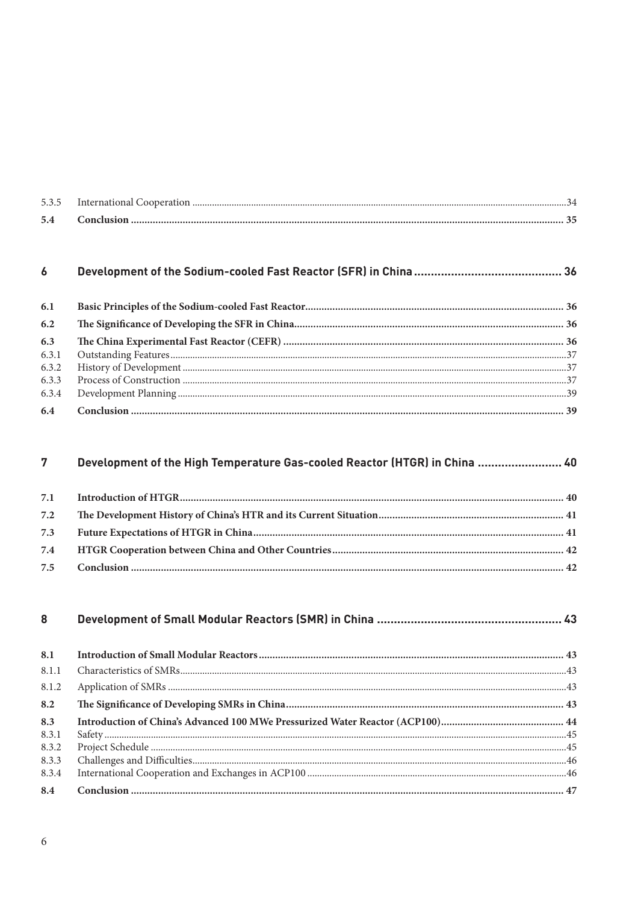| | | |
|---|---|---|
| 5.3.5 | International Cooperation | 34 |
| **5.4** | **Conclusion** | **35** |

## 6 Development of the Sodium-cooled Fast Reactor (SFR) in China ... 36

| | | |
|---|---|---|
| **6.1** | **Basic Principles of the Sodium-cooled Fast Reactor** | **36** |
| **6.2** | **The Significance of Developing the SFR in China** | **36** |
| **6.3** | **The China Experimental Fast Reactor (CEFR)** | **36** |
| 6.3.1 | Outstanding Features | 37 |
| 6.3.2 | History of Development | 37 |
| 6.3.3 | Process of Construction | 37 |
| 6.3.4 | Development Planning | 39 |
| **6.4** | **Conclusion** | **39** |

## 7 Development of the High Temperature Gas-cooled Reactor (HTGR) in China ... 40

| | | |
|---|---|---|
| **7.1** | **Introduction of HTGR** | **40** |
| **7.2** | **The Development History of China's HTR and its Current Situation** | **41** |
| **7.3** | **Future Expectations of HTGR in China** | **41** |
| **7.4** | **HTGR Cooperation between China and Other Countries** | **42** |
| **7.5** | **Conclusion** | **42** |

## 8 Development of Small Modular Reactors (SMR) in China ... 43

| | | |
|---|---|---|
| **8.1** | **Introduction of Small Modular Reactors** | **43** |
| 8.1.1 | Characteristics of SMRs | 43 |
| 8.1.2 | Application of SMRs | 43 |
| **8.2** | **The Significance of Developing SMRs in China** | **43** |
| **8.3** | **Introduction of China's Advanced 100 MWe Pressurized Water Reactor (ACP100)** | **44** |
| 8.3.1 | Safety | 45 |
| 8.3.2 | Project Schedule | 45 |
| 8.3.3 | Challenges and Difficulties | 46 |
| 8.3.4 | International Cooperation and Exchanges in ACP100 | 46 |
| **8.4** | **Conclusion** | **47** |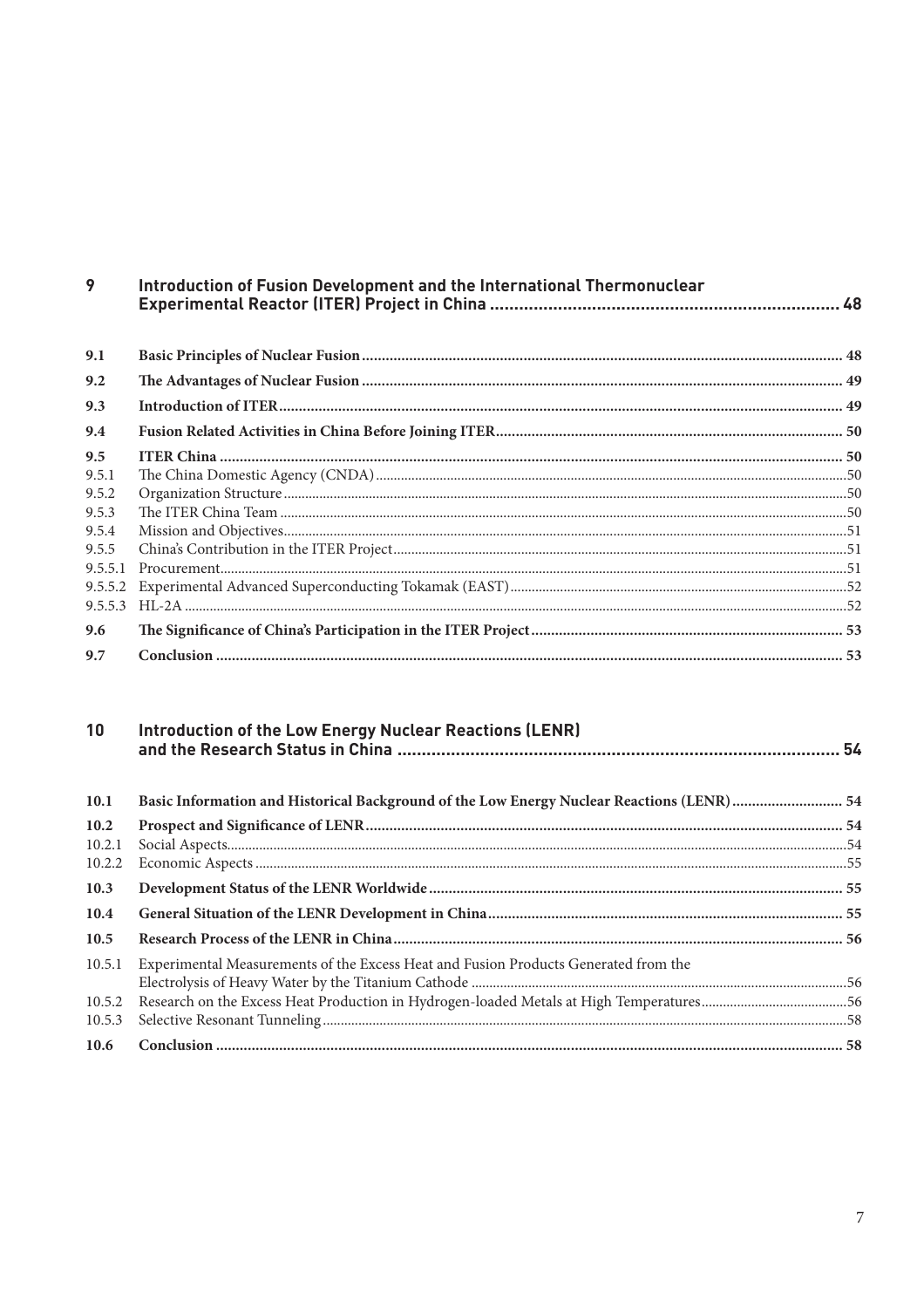| | | |
|---|---|---|
| **9** | **Introduction of Fusion Development and the International Thermonuclear Experimental Reactor (ITER) Project in China** | **48** |
| **9.1** | **Basic Principles of Nuclear Fusion** | **48** |
| **9.2** | **The Advantages of Nuclear Fusion** | **49** |
| **9.3** | **Introduction of ITER** | **49** |
| **9.4** | **Fusion Related Activities in China Before Joining ITER** | **50** |
| **9.5** | **ITER China** | **50** |
| 9.5.1 | The China Domestic Agency (CNDA) | 50 |
| 9.5.2 | Organization Structure | 50 |
| 9.5.3 | The ITER China Team | 50 |
| 9.5.4 | Mission and Objectives | 51 |
| 9.5.5 | China's Contribution in the ITER Project | 51 |
| 9.5.5.1 | Procurement | 51 |
| 9.5.5.2 | Experimental Advanced Superconducting Tokamak (EAST) | 52 |
| 9.5.5.3 | HL-2A | 52 |
| **9.6** | **The Significance of China's Participation in the ITER Project** | **53** |
| **9.7** | **Conclusion** | **53** |

| | | |
|---|---|---|
| **10** | **Introduction of the Low Energy Nuclear Reactions (LENR) and the Research Status in China** | **54** |
| **10.1** | **Basic Information and Historical Background of the Low Energy Nuclear Reactions (LENR)** | **54** |
| **10.2** | **Prospect and Significance of LENR** | **54** |
| 10.2.1 | Social Aspects | 54 |
| 10.2.2 | Economic Aspects | 55 |
| **10.3** | **Development Status of the LENR Worldwide** | **55** |
| **10.4** | **General Situation of the LENR Development in China** | **55** |
| **10.5** | **Research Process of the LENR in China** | **56** |
| 10.5.1 | Experimental Measurements of the Excess Heat and Fusion Products Generated from the Electrolysis of Heavy Water by the Titanium Cathode | 56 |
| 10.5.2 | Research on the Excess Heat Production in Hydrogen-loaded Metals at High Temperatures | 56 |
| 10.5.3 | Selective Resonant Tunneling | 58 |
| **10.6** | **Conclusion** | **58** |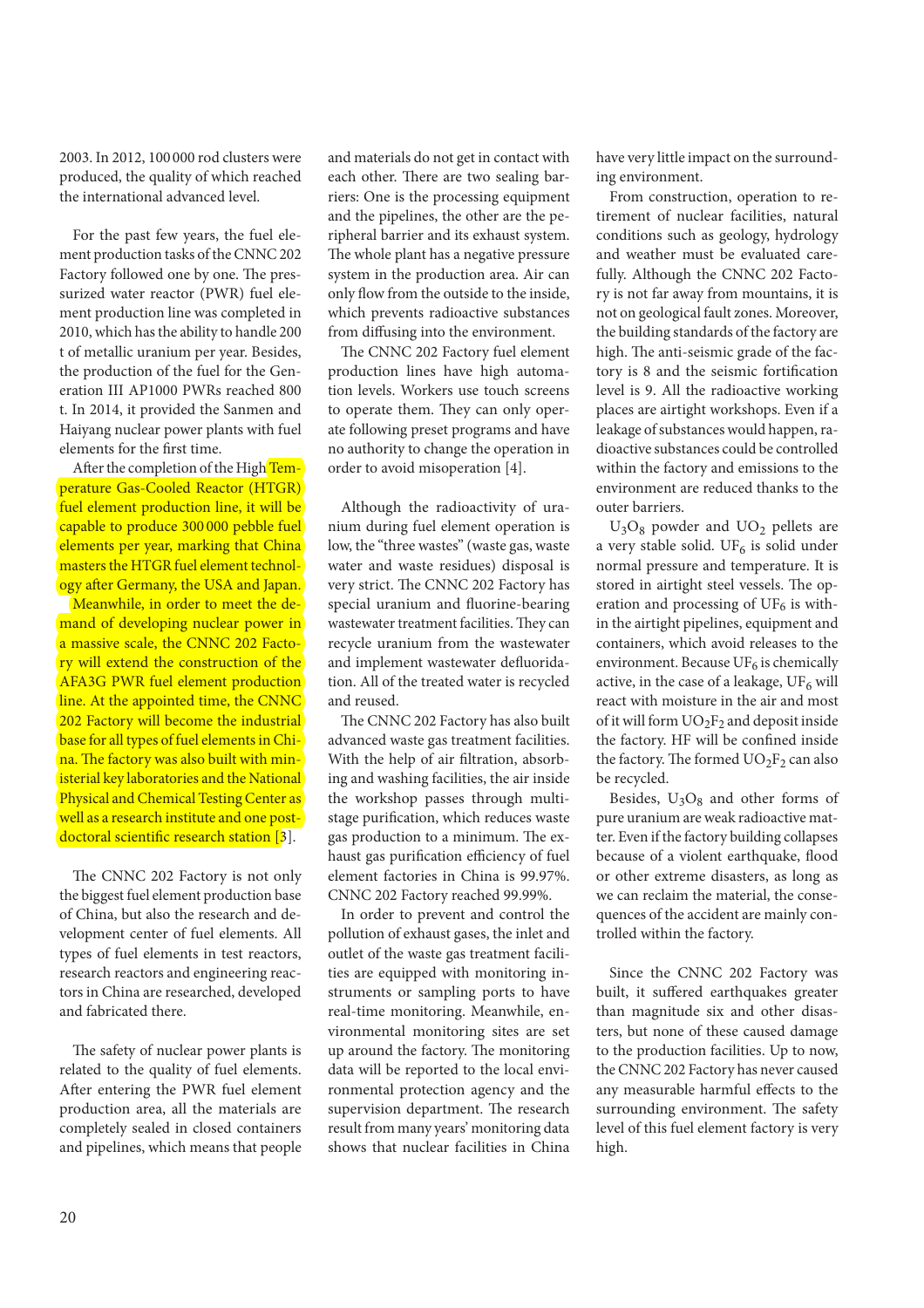2003. In 2012, 100 000 rod clusters were produced, the quality of which reached the international advanced level.

For the past few years, the fuel element production tasks of the CNNC 202 Factory followed one by one. The pressurized water reactor (PWR) fuel element production line was completed in 2010, which has the ability to handle 200 t of metallic uranium per year. Besides, the production of the fuel for the Generation III AP1000 PWRs reached 800 t. In 2014, it provided the Sanmen and Haiyang nuclear power plants with fuel elements for the first time.

After the completion of the High Temperature Gas-Cooled Reactor (HTGR) fuel element production line, it will be capable to produce 300 000 pebble fuel elements per year, marking that China masters the HTGR fuel element technology after Germany, the USA and Japan.

Meanwhile, in order to meet the demand of developing nuclear power in a massive scale, the CNNC 202 Factory will extend the construction of the AFA3G PWR fuel element production line. At the appointed time, the CNNC 202 Factory will become the industrial base for all types of fuel elements in China. The factory was also built with ministerial key laboratories and the National Physical and Chemical Testing Center as well as a research institute and one postdoctoral scientific research station [3].

The CNNC 202 Factory is not only the biggest fuel element production base of China, but also the research and development center of fuel elements. All types of fuel elements in test reactors, research reactors and engineering reactors in China are researched, developed and fabricated there.

The safety of nuclear power plants is related to the quality of fuel elements. After entering the PWR fuel element production area, all the materials are completely sealed in closed containers and pipelines, which means that people and materials do not get in contact with each other. There are two sealing barriers: One is the processing equipment and the pipelines, the other are the peripheral barrier and its exhaust system. The whole plant has a negative pressure system in the production area. Air can only flow from the outside to the inside, which prevents radioactive substances from diffusing into the environment.

The CNNC 202 Factory fuel element production lines have high automation levels. Workers use touch screens to operate them. They can only operate following preset programs and have no authority to change the operation in order to avoid misoperation [4].

Although the radioactivity of uranium during fuel element operation is low, the "three wastes" (waste gas, waste water and waste residues) disposal is very strict. The CNNC 202 Factory has special uranium and fluorine-bearing wastewater treatment facilities. They can recycle uranium from the wastewater and implement wastewater defluoridation. All of the treated water is recycled and reused.

The CNNC 202 Factory has also built advanced waste gas treatment facilities. With the help of air filtration, absorbing and washing facilities, the air inside the workshop passes through multistage purification, which reduces waste gas production to a minimum. The exhaust gas purification efficiency of fuel element factories in China is 99.97%. CNNC 202 Factory reached 99.99%.

In order to prevent and control the pollution of exhaust gases, the inlet and outlet of the waste gas treatment facilities are equipped with monitoring instruments or sampling ports to have real-time monitoring. Meanwhile, environmental monitoring sites are set up around the factory. The monitoring data will be reported to the local environmental protection agency and the supervision department. The research result from many years' monitoring data shows that nuclear facilities in China have very little impact on the surrounding environment.

From construction, operation to retirement of nuclear facilities, natural conditions such as geology, hydrology and weather must be evaluated carefully. Although the CNNC 202 Factory is not far away from mountains, it is not on geological fault zones. Moreover, the building standards of the factory are high. The anti-seismic grade of the factory is 8 and the seismic fortification level is 9. All the radioactive working places are airtight workshops. Even if a leakage of substances would happen, radioactive substances could be controlled within the factory and emissions to the environment are reduced thanks to the outer barriers.

$U_3O_8$ powder and $UO_2$ pellets are a very stable solid. $UF_6$ is solid under normal pressure and temperature. It is stored in airtight steel vessels. The operation and processing of $UF_6$ is within the airtight pipelines, equipment and containers, which avoid releases to the environment. Because $UF_6$ is chemically active, in the case of a leakage, $UF_6$ will react with moisture in the air and most of it will form $UO_2F_2$ and deposit inside the factory. HF will be confined inside the factory. The formed $UO_2F_2$ can also be recycled.

Besides, $U_3O_8$ and other forms of pure uranium are weak radioactive matter. Even if the factory building collapses because of a violent earthquake, flood or other extreme disasters, as long as we can reclaim the material, the consequences of the accident are mainly controlled within the factory.

Since the CNNC 202 Factory was built, it suffered earthquakes greater than magnitude six and other disasters, but none of these caused damage to the production facilities. Up to now, the CNNC 202 Factory has never caused any measurable harmful effects to the surrounding environment. The safety level of this fuel element factory is very high.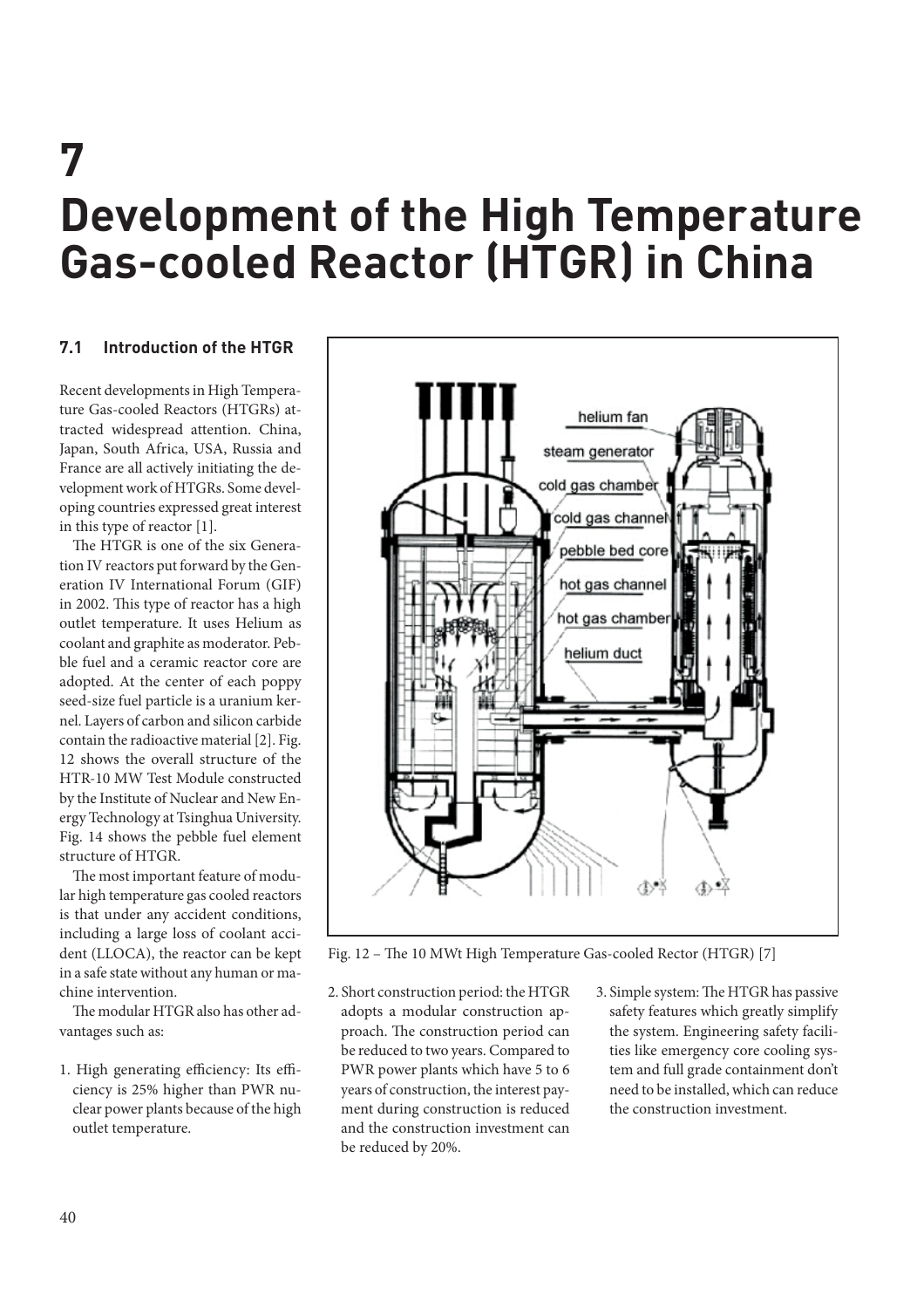# 7 Development of the High Temperature Gas-cooled Reactor (HTGR) in China

## 7.1 Introduction of the HTGR

Recent developments in High Temperature Gas-cooled Reactors (HTGRs) attracted widespread attention. China, Japan, South Africa, USA, Russia and France are all actively initiating the development work of HTGRs. Some developing countries expressed great interest in this type of reactor [1].

The HTGR is one of the six Generation IV reactors put forward by the Generation IV International Forum (GIF) in 2002. This type of reactor has a high outlet temperature. It uses Helium as coolant and graphite as moderator. Pebble fuel and a ceramic reactor core are adopted. At the center of each poppy seed-size fuel particle is a uranium kernel. Layers of carbon and silicon carbide contain the radioactive material [2]. Fig. 12 shows the overall structure of the HTR-10 MW Test Module constructed by the Institute of Nuclear and New Energy Technology at Tsinghua University. Fig. 14 shows the pebble fuel element structure of HTGR.

The most important feature of modular high temperature gas cooled reactors is that under any accident conditions, including a large loss of coolant accident (LLOCA), the reactor can be kept in a safe state without any human or machine intervention.

The modular HTGR also has other advantages such as:

1. High generating efficiency: Its efficiency is 25% higher than PWR nuclear power plants because of the high outlet temperature.
2. Short construction period: the HTGR adopts a modular construction approach. The construction period can be reduced to two years. Compared to PWR power plants which have 5 to 6 years of construction, the interest payment during construction is reduced and the construction investment can be reduced by 20%.
3. Simple system: The HTGR has passive safety features which greatly simplify the system. Engineering safety facilities like emergency core cooling system and full grade containment don't need to be installed, which can reduce the construction investment.

Fig. 12 – The 10 MWt High Temperature Gas-cooled Rector (HTGR) [7]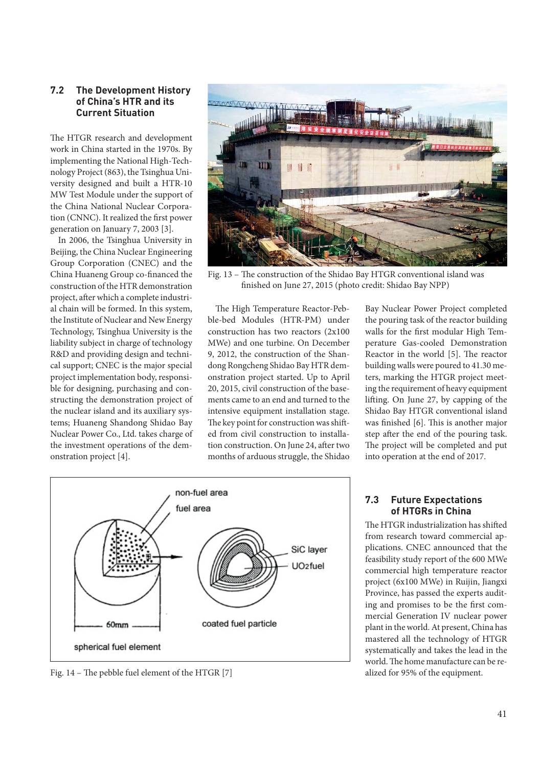### 7.2 The Development History of China's HTR and its Current Situation

The HTGR research and development work in China started in the 1970s. By implementing the National High-Technology Project (863), the Tsinghua University designed and built a HTR-10 MW Test Module under the support of the China National Nuclear Corporation (CNNC). It realized the first power generation on January 7, 2003 [3].

In 2006, the Tsinghua University in Beijing, the China Nuclear Engineering Group Corporation (CNEC) and the China Huaneng Group co-financed the construction of the HTR demonstration project, after which a complete industrial chain will be formed. In this system, the Institute of Nuclear and New Energy Technology, Tsinghua University is the liability subject in charge of technology R&D and providing design and technical support; CNEC is the major special project implementation body, responsible for designing, purchasing and constructing the demonstration project of the nuclear island and its auxiliary systems; Huaneng Shandong Shidao Bay Nuclear Power Co., Ltd. takes charge of the investment operations of the demonstration project [4].

Fig. 13 – The construction of the Shidao Bay HTGR conventional island was finished on June 27, 2015 (photo credit: Shidao Bay NPP)

The High Temperature Reactor-Pebble-bed Modules (HTR-PM) under construction has two reactors (2x100 MWe) and one turbine. On December 9, 2012, the construction of the Shandong Rongcheng Shidao Bay HTR demonstration project started. Up to April 20, 2015, civil construction of the basements came to an end and turned to the intensive equipment installation stage. The key point for construction was shifted from civil construction to installation construction. On June 24, after two months of arduous struggle, the Shidao Bay Nuclear Power Project completed the pouring task of the reactor building walls for the first modular High Temperature Gas-cooled Demonstration Reactor in the world [5]. The reactor building walls were poured to 41.30 meters, marking the HTGR project meeting the requirement of heavy equipment lifting. On June 27, by capping of the Shidao Bay HTGR conventional island was finished [6]. This is another major step after the end of the pouring task. The project will be completed and put into operation at the end of 2017.

Fig. 14 – The pebble fuel element of the HTGR [7]

### 7.3 Future Expectations of HTGRs in China

The HTGR industrialization has shifted from research toward commercial applications. CNEC announced that the feasibility study report of the 600 MWe commercial high temperature reactor project (6x100 MWe) in Ruijin, Jiangxi Province, has passed the experts auditing and promises to be the first commercial Generation IV nuclear power plant in the world. At present, China has mastered all the technology of HTGR systematically and takes the lead in the world. The home manufacture can be realized for 95% of the equipment.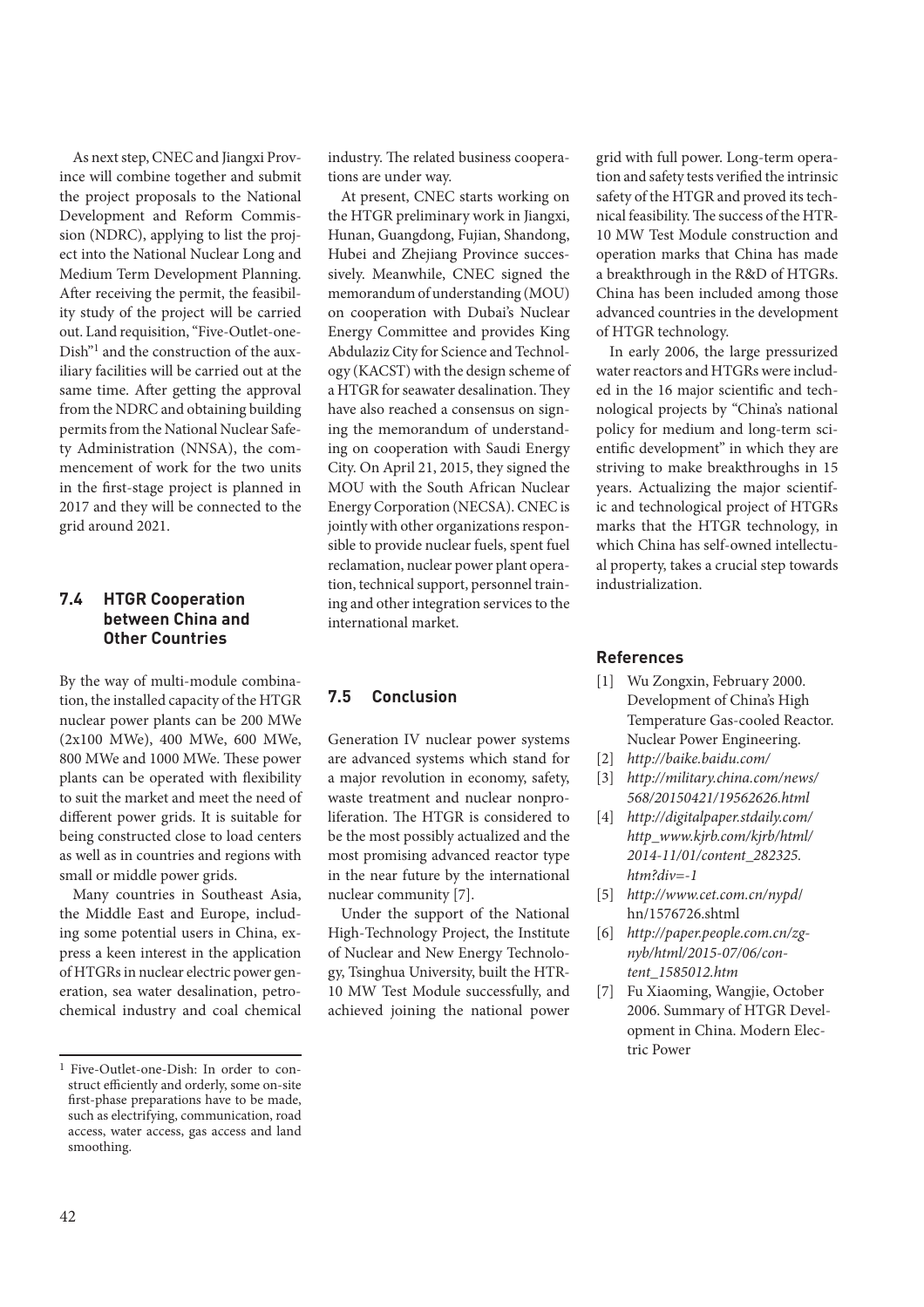As next step, CNEC and Jiangxi Province will combine together and submit the project proposals to the National Development and Reform Commission (NDRC), applying to list the project into the National Nuclear Long and Medium Term Development Planning. After receiving the permit, the feasibility study of the project will be carried out. Land requisition, "Five-Outlet-one-Dish"[1] and the construction of the auxiliary facilities will be carried out at the same time. After getting the approval from the NDRC and obtaining building permits from the National Nuclear Safety Administration (NNSA), the commencement of work for the two units in the first-stage project is planned in 2017 and they will be connected to the grid around 2021.

## 7.4 HTGR Cooperation between China and Other Countries

By the way of multi-module combination, the installed capacity of the HTGR nuclear power plants can be 200 MWe (2x100 MWe), 400 MWe, 600 MWe, 800 MWe and 1000 MWe. These power plants can be operated with flexibility to suit the market and meet the need of different power grids. It is suitable for being constructed close to load centers as well as in countries and regions with small or middle power grids.

Many countries in Southeast Asia, the Middle East and Europe, including some potential users in China, express a keen interest in the application of HTGRs in nuclear electric power generation, sea water desalination, petrochemical industry and coal chemical industry. The related business cooperations are under way.

At present, CNEC starts working on the HTGR preliminary work in Jiangxi, Hunan, Guangdong, Fujian, Shandong, Hubei and Zhejiang Province successively. Meanwhile, CNEC signed the memorandum of understanding (MOU) on cooperation with Dubai's Nuclear Energy Committee and provides King Abdulaziz City for Science and Technology (KACST) with the design scheme of a HTGR for seawater desalination. They have also reached a consensus on signing the memorandum of understanding on cooperation with Saudi Energy City. On April 21, 2015, they signed the MOU with the South African Nuclear Energy Corporation (NECSA). CNEC is jointly with other organizations responsible to provide nuclear fuels, spent fuel reclamation, nuclear power plant operation, technical support, personnel training and other integration services to the international market.

## 7.5 Conclusion

Generation IV nuclear power systems are advanced systems which stand for a major revolution in economy, safety, waste treatment and nuclear nonproliferation. The HTGR is considered to be the most possibly actualized and the most promising advanced reactor type in the near future by the international nuclear community [7].

Under the support of the National High-Technology Project, the Institute of Nuclear and New Energy Technology, Tsinghua University, built the HTR-10 MW Test Module successfully, and achieved joining the national power grid with full power. Long-term operation and safety tests verified the intrinsic safety of the HTGR and proved its technical feasibility. The success of the HTR-10 MW Test Module construction and operation marks that China has made a breakthrough in the R&D of HTGRs. China has been included among those advanced countries in the development of HTGR technology.

In early 2006, the large pressurized water reactors and HTGRs were included in the 16 major scientific and technological projects by "China's national policy for medium and long-term scientific development" in which they are striving to make breakthroughs in 15 years. Actualizing the major scientific and technological project of HTGRs marks that the HTGR technology, in which China has self-owned intellectual property, takes a crucial step towards industrialization.

### References

[1] Wu Zongxin, February 2000. Development of China's High Temperature Gas-cooled Reactor. Nuclear Power Engineering.

[2] *http://baike.baidu.com/*

[3] *http://military.china.com/news/568/20150421/19562626.html*

[4] *http://digitalpaper.stdaily.com/http_www.kjrb.com/kjrb/html/2014-11/01/content_282325.htm?div=-1*

[5] *http://www.cet.com.cn/nypd/*hn/1576726.shtml

[6] *http://paper.people.com.cn/zgnyb/html/2015-07/06/content_1585012.htm*

[7] Fu Xiaoming, Wangjie, October 2006. Summary of HTGR Development in China. Modern Electric Power

---

[1] Five-Outlet-one-Dish: In order to construct efficiently and orderly, some on-site first-phase preparations have to be made, such as electrifying, communication, road access, water access, gas access and land smoothing.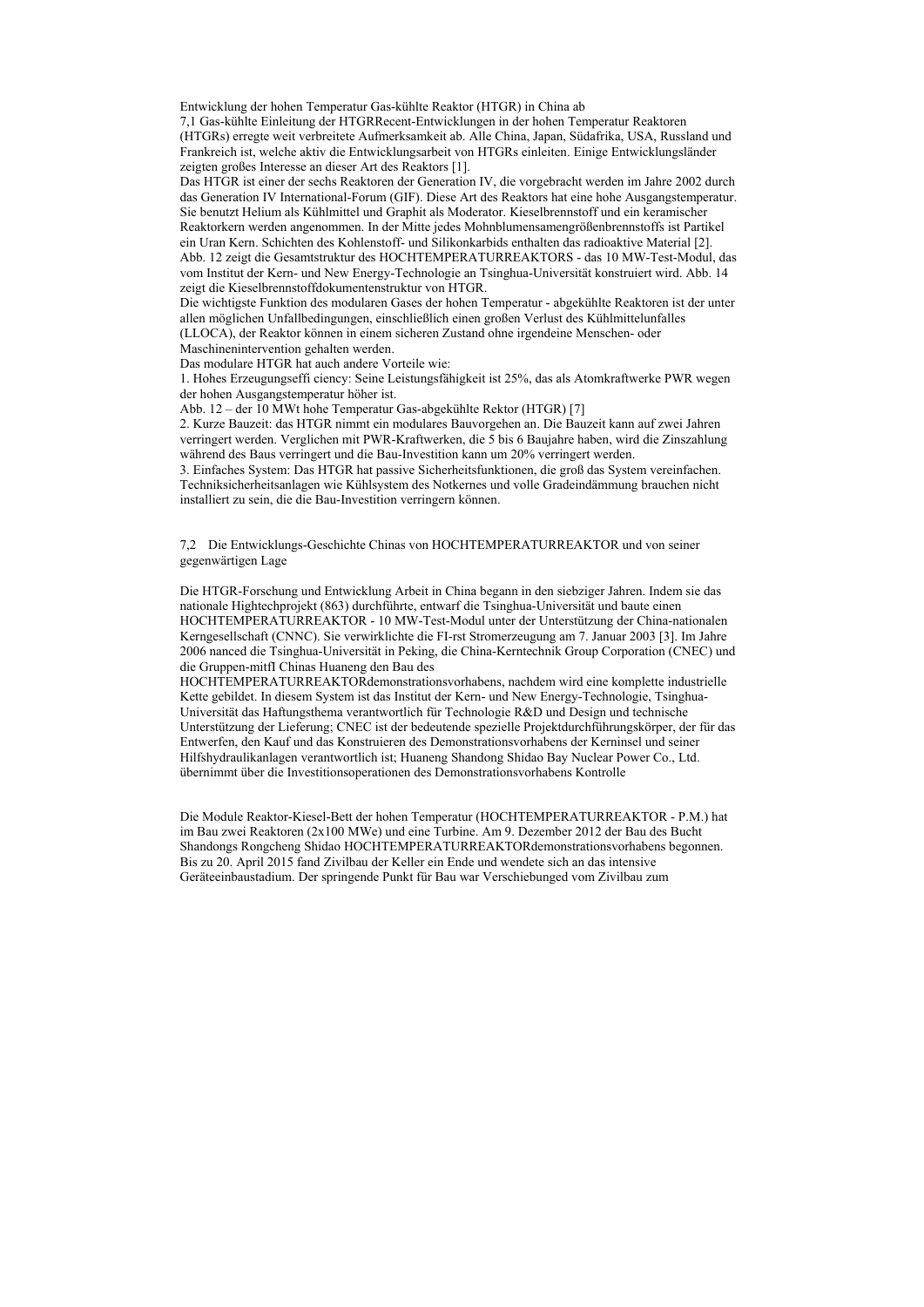Entwicklung der hohen Temperatur Gas-kühlte Reaktor (HTGR) in China ab

7,1 Gas-kühlte Einleitung der HTGRRecent-Entwicklungen in der hohen Temperatur Reaktoren (HTGRs) erregte weit verbreitete Aufmerksamkeit ab. Alle China, Japan, Südafrika, USA, Russland und Frankreich ist, welche aktiv die Entwicklungsarbeit von HTGRs einleiten. Einige Entwicklungsländer zeigten großes Interesse an dieser Art des Reaktors [1].

Das HTGR ist einer der sechs Reaktoren der Generation IV, die vorgebracht werden im Jahre 2002 durch das Generation IV International-Forum (GIF). Diese Art des Reaktors hat eine hohe Ausgangstemperatur. Sie benutzt Helium als Kühlmittel und Graphit als Moderator. Kieselbrennstoff und ein keramischer Reaktorkern werden angenommen. In der Mitte jedes Mohnblumensamengrößenbrennstoffs ist Partikel ein Uran Kern. Schichten des Kohlenstoff- und Silikonkarbids enthalten das radioaktive Material [2]. Abb. 12 zeigt die Gesamtstruktur des HOCHTEMPERATURREAKTORS - das 10 MW-Test-Modul, das vom Institut der Kern- und New Energy-Technologie an Tsinghua-Universität konstruiert wird. Abb. 14 zeigt die Kieselbrennstoffdokumentenstruktur von HTGR.

Die wichtigste Funktion des modularen Gases der hohen Temperatur - abgekühlte Reaktoren ist der unter allen möglichen Unfallbedingungen, einschließlich einen großen Verlust des Kühlmittelunfalles (LLOCA), der Reaktor können in einem sicheren Zustand ohne irgendeine Menschen- oder Maschinenintervention gehalten werden.

Das modulare HTGR hat auch andere Vorteile wie:

1. Hohes Erzeugungseffi ciency: Seine Leistungsfähigkeit ist 25%, das als Atomkraftwerke PWR wegen der hohen Ausgangstemperatur höher ist.

Abb. 12 – der 10 MWt hohe Temperatur Gas-abgekühlte Rektor (HTGR) [7]

2. Kurze Bauzeit: das HTGR nimmt ein modulares Bauvorgehen an. Die Bauzeit kann auf zwei Jahren verringert werden. Verglichen mit PWR-Kraftwerken, die 5 bis 6 Baujahre haben, wird die Zinszahlung während des Baus verringert und die Bau-Investition kann um 20% verringert werden.

3. Einfaches System: Das HTGR hat passive Sicherheitsfunktionen, die groß das System vereinfachen. Techniksicherheitsanlagen wie Kühlsystem des Notkernes und volle Gradeindämmung brauchen nicht installiert zu sein, die die Bau-Investition verringern können.

## 7,2 Die Entwicklungs-Geschichte Chinas von HOCHTEMPERATURREAKTOR und von seiner gegenwärtigen Lage

Die HTGR-Forschung und Entwicklung Arbeit in China begann in den siebziger Jahren. Indem sie das nationale Hightechprojekt (863) durchführte, entwarf die Tsinghua-Universität und baute einen HOCHTEMPERATURREAKTOR - 10 MW-Test-Modul unter der Unterstützung der China-nationalen Kerngesellschaft (CNNC). Sie verwirklichte die FI-rst Stromerzeugung am 7. Januar 2003 [3]. Im Jahre 2006 nanced die Tsinghua-Universität in Peking, die China-Kerntechnik Group Corporation (CNEC) und die Gruppen-mitfI Chinas Huaneng den Bau des HOCHTEMPERATURREAKTORdemonstrationsvorhabens, nachdem wird eine komplette industrielle Kette gebildet. In diesem System ist das Institut der Kern- und New Energy-Technologie, Tsinghua-Universität das Haftungsthema verantwortlich für Technologie R&D und Design und technische Unterstützung der Lieferung; CNEC ist der bedeutende spezielle Projektdurchführungskörper, der für das Entwerfen, den Kauf und das Konstruieren des Demonstrationsvorhabens der Kerninsel und seiner Hilfshydraulikanlagen verantwortlich ist; Huaneng Shandong Shidao Bay Nuclear Power Co., Ltd. übernimmt über die Investitionsoperationen des Demonstrationsvorhabens Kontrolle

Die Module Reaktor-Kiesel-Bett der hohen Temperatur (HOCHTEMPERATURREAKTOR - P.M.) hat im Bau zwei Reaktoren (2x100 MWe) und eine Turbine. Am 9. Dezember 2012 der Bau des Bucht Shandongs Rongcheng Shidao HOCHTEMPERATURREAKTORdemonstrationsvorhabens begonnen. Bis zu 20. April 2015 fand Zivilbau der Keller ein Ende und wendete sich an das intensive Geräteeinbaustadium. Der springende Punkt für Bau war Verschiebunged vom Zivilbau zum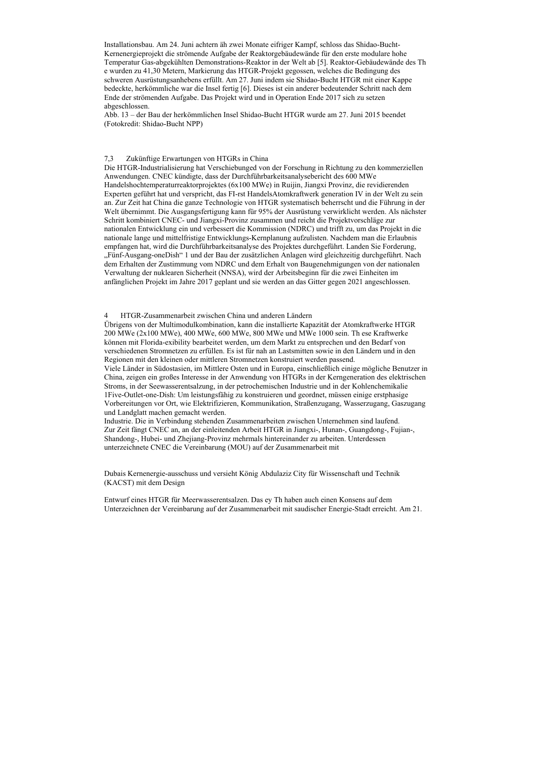Installationsbau. Am 24. Juni achtern äh zwei Monate eifriger Kampf, schloss das Shidao-Bucht-Kernenergieprojekt die strömende Aufgabe der Reaktorgebäudewände für den erste modulare hohe Temperatur Gas-abgekühlten Demonstrations-Reaktor in der Welt ab [5]. Reaktor-Gebäudewände des Th e wurden zu 41,30 Metern, Markierung das HTGR-Projekt gegossen, welches die Bedingung des schweren Ausrüstungsanhebens erfüllt. Am 27. Juni indem sie Shidao-Bucht HTGR mit einer Kappe bedeckte, herkömmliche war die Insel fertig [6]. Dieses ist ein anderer bedeutender Schritt nach dem Ende der strömenden Aufgabe. Das Projekt wird und in Operation Ende 2017 sich zu setzen abgeschlossen.

Abb. 13 – der Bau der herkömmlichen Insel Shidao-Bucht HTGR wurde am 27. Juni 2015 beendet (Fotokredit: Shidao-Bucht NPP)

## 7,3 Zukünftige Erwartungen von HTGRs in China

Die HTGR-Industrialisierung hat Verschiebunged von der Forschung in Richtung zu den kommerziellen Anwendungen. CNEC kündigte, dass der Durchführbarkeitsanalysebericht des 600 MWe Handelshochtemperaturreaktorprojektes (6x100 MWe) in Ruijin, Jiangxi Provinz, die revidierenden Experten geführt hat und verspricht, das FI-rst HandelsAtomkraftwerk generation IV in der Welt zu sein an. Zur Zeit hat China die ganze Technologie von HTGR systematisch beherrscht und die Führung in der Welt übernimmt. Die Ausgangsfertigung kann für 95% der Ausrüstung verwirklicht werden. Als nächster Schritt kombiniert CNEC- und Jiangxi-Provinz zusammen und reicht die Projektvorschläge zur nationalen Entwicklung ein und verbessert die Kommission (NDRC) und trifft zu, um das Projekt in die nationale lange und mittelfristige Entwicklungs-Kernplanung aufzulisten. Nachdem man die Erlaubnis empfangen hat, wird die Durchführbarkeitsanalyse des Projektes durchgeführt. Landen Sie Forderung, „Fünf-Ausgang-oneDish" 1 und der Bau der zusätzlichen Anlagen wird gleichzeitig durchgeführt. Nach dem Erhalten der Zustimmung vom NDRC und dem Erhalt von Baugenehmigungen von der nationalen Verwaltung der nuklearen Sicherheit (NNSA), wird der Arbeitsbeginn für die zwei Einheiten im anfänglichen Projekt im Jahre 2017 geplant und sie werden an das Gitter gegen 2021 angeschlossen.

## 4 HTGR-Zusammenarbeit zwischen China und anderen Ländern

Übrigens von der Multimodulkombination, kann die installierte Kapazität der Atomkraftwerke HTGR 200 MWe (2x100 MWe), 400 MWe, 600 MWe, 800 MWe und MWe 1000 sein. Th ese Kraftwerke können mit Florida-exibility bearbeitet werden, um dem Markt zu entsprechen und den Bedarf von verschiedenen Stromnetzen zu erfüllen. Es ist für nah an Lastsmitten sowie in den Ländern und in den Regionen mit den kleinen oder mittleren Stromnetzen konstruiert werden passend.

Viele Länder in Südostasien, im Mittleren Osten und in Europa, einschließlich einige mögliche Benutzer in China, zeigen ein großes Interesse in der Anwendung von HTGRs in der Kerngeneration des elektrischen Stroms, in der Seewasserentsalzung, in der petrochemischen Industrie und in der Kohlenchemikalie

1Five-Outlet-one-Dish: Um leistungsfähig zu konstruieren und geordnet, müssen einige erstphasige Vorbereitungen vor Ort, wie Elektrifizieren, Kommunikation, Straßenzugang, Wasserzugang, Gaszugang und Landglatt machen gemacht werden.

Industrie. Die in Verbindung stehenden Zusammenarbeiten zwischen Unternehmen sind laufend.
Zur Zeit fängt CNEC an, an der einleitenden Arbeit HTGR in Jiangxi-, Hunan-, Guangdong-, Fujian-, Shandong-, Hubei- und Zhejiang-Provinz mehrmals hintereinander zu arbeiten. Unterdessen unterzeichnete CNEC die Vereinbarung (MOU) auf der Zusammenarbeit mit

Dubais Kernenergie-ausschuss und versieht König Abdulaziz City für Wissenschaft und Technik (KACST) mit dem Design

Entwurf eines HTGR für Meerwasserentsalzen. Das ey Th haben auch einen Konsens auf dem Unterzeichnen der Vereinbarung auf der Zusammenarbeit mit saudischer Energie-Stadt erreicht. Am 21.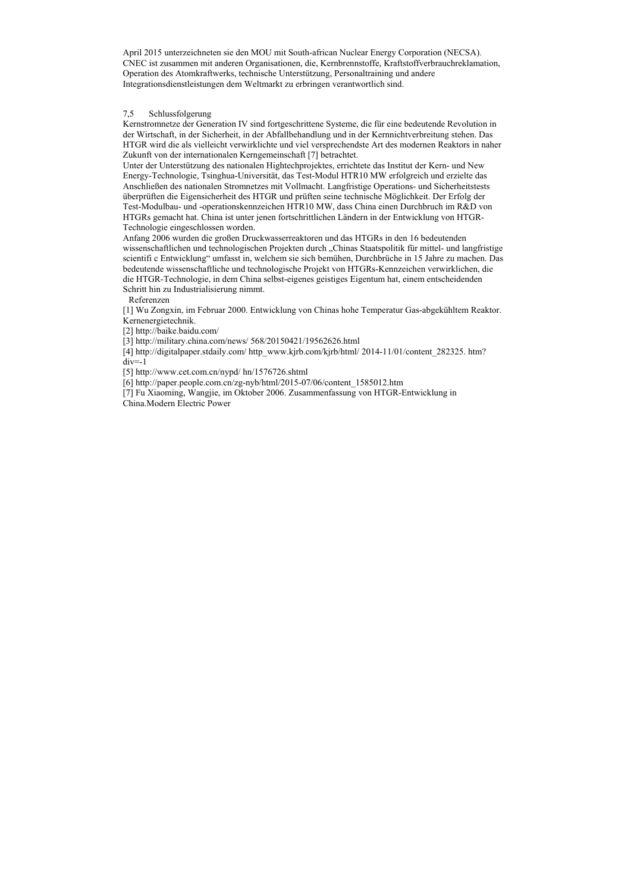April 2015 unterzeichneten sie den MOU mit South-african Nuclear Energy Corporation (NECSA). CNEC ist zusammen mit anderen Organisationen, die, Kernbrennstoffe, Kraftstoffverbrauchreklamation, Operation des Atomkraftwerks, technische Unterstützung, Personaltraining und andere Integrationsdienstleistungen dem Weltmarkt zu erbringen verantwortlich sind.

## 7,5 Schlussfolgerung

Kernstromnetze der Generation IV sind fortgeschrittene Systeme, die für eine bedeutende Revolution in der Wirtschaft, in der Sicherheit, in der Abfallbehandlung und in der Kernnichtverbreitung stehen. Das HTGR wird die als vielleicht verwirklichte und viel versprechendste Art des modernen Reaktors in naher Zukunft von der internationalen Kerngemeinschaft [7] betrachtet.

Unter der Unterstützung des nationalen Hightechprojektes, errichtete das Institut der Kern- und New Energy-Technologie, Tsinghua-Universität, das Test-Modul HTR10 MW erfolgreich und erzielte das Anschließen des nationalen Stromnetzes mit Vollmacht. Langfristige Operations- und Sicherheitstests überprüften die Eigensicherheit des HTGR und prüften seine technische Möglichkeit. Der Erfolg der Test-Modulbau- und -operationskennzeichen HTR10 MW, dass China einen Durchbruch im R&D von HTGRs gemacht hat. China ist unter jenen fortschrittlichen Ländern in der Entwicklung von HTGR-Technologie eingeschlossen worden.

Anfang 2006 wurden die großen Druckwasserreaktoren und das HTGRs in den 16 bedeutenden wissenschaftlichen und technologischen Projekten durch „Chinas Staatspolitik für mittel- und langfristige scientifi c Entwicklung“ umfasst in, welchem sie sich bemühen, Durchbrüche in 15 Jahre zu machen. Das bedeutende wissenschaftliche und technologische Projekt von HTGRs-Kennzeichen verwirklichen, die die HTGR-Technologie, in dem China selbst-eigenes geistiges Eigentum hat, einem entscheidenden Schritt hin zu Industrialisierung nimmt.

Referenzen

[1] Wu Zongxin, im Februar 2000. Entwicklung von Chinas hohe Temperatur Gas-abgekühltem Reaktor. Kernenergietechnik.

[2] http://baike.baidu.com/

[3] http://military.china.com/news/ 568/20150421/19562626.html

[4] http://digitalpaper.stdaily.com/ http_www.kjrb.com/kjrb/html/ 2014-11/01/content_282325. htm?div=-1

[5] http://www.cet.com.cn/nypd/ hn/1576726.shtml

[6] http://paper.people.com.cn/zg-nyb/html/2015-07/06/content_1585012.htm

[7] Fu Xiaoming, Wangjie, im Oktober 2006. Zusammenfassung von HTGR-Entwicklung in China.Modern Electric Power